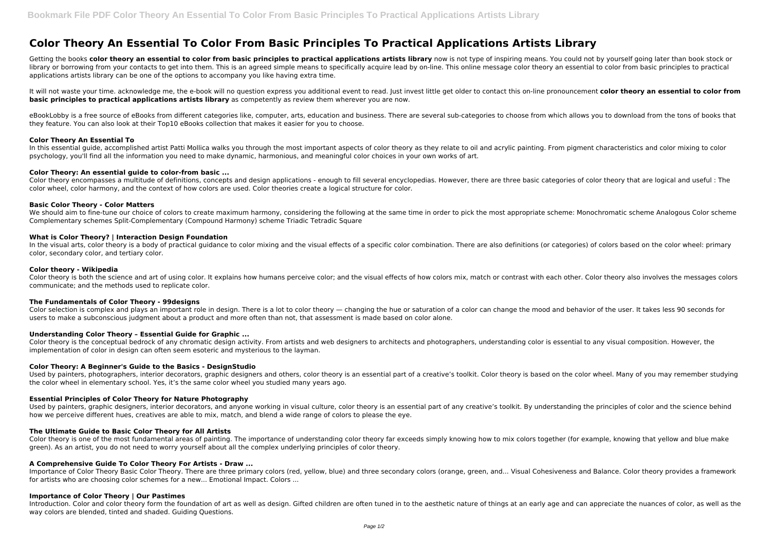# Color Theory An Essential To Color From Basic Principles To Practical Applications Artists Library

Getting the books **color theory an essential to color from basic principles to practical applications artists library** now is not type of inspiring means. You could not by yourself going later than book stock or library or borrowing from your contacts to get into them. This is an agreed simple means to specifically acquire lead by on-line. This online message color theory an essential to color from basic principles to practical applications artists library can be one of the options to accompany you like having extra time.

It will not waste your time. acknowledge me, the e-book will no question express you additional event to read. Just invest little get older to contact this on-line pronouncement **color theory an essential to color from basic principles to practical applications artists library** as competently as review them wherever you are now.

eBookLobby is a free source of eBooks from different categories like, computer, arts, education and business. There are several sub-categories to choose from which allows you to download from the tons of books that they feature. You can also look at their Top10 eBooks collection that makes it easier for you to choose.

### Color Theory An Essential To

In this essential guide, accomplished artist Patti Mollica walks you through the most important aspects of color theory as they relate to oil and acrylic painting. From pigment characteristics and color mixing to color psychology, you'll find all the information you need to make dynamic, harmonious, and meaningful color choices in your own works of art.

### Color Theory: An essential guide to color-from basic ...

Color theory encompasses a multitude of definitions, concepts and design applications - enough to fill several encyclopedias. However, there are three basic categories of color theory that are logical and useful : The color wheel, color harmony, and the context of how colors are used. Color theories create a logical structure for color.

### Basic Color Theory - Color Matters

We should aim to fine-tune our choice of colors to create maximum harmony, considering the following at the same time in order to pick the most appropriate scheme: Monochromatic scheme Analogous Color scheme Complementary schemes Split-Complementary (Compound Harmony) scheme Triadic Tetradic Square

### What is Color Theory? | Interaction Design Foundation

In the visual arts, color theory is a body of practical guidance to color mixing and the visual effects of a specific color combination. There are also definitions (or categories) of colors based on the color wheel: primary color, secondary color, and tertiary color.

### Color theory - Wikipedia

Color theory is both the science and art of using color. It explains how humans perceive color; and the visual effects of how colors mix, match or contrast with each other. Color theory also involves the messages colors communicate; and the methods used to replicate color.

### The Fundamentals of Color Theory - 99designs

Color selection is complex and plays an important role in design. There is a lot to color theory — changing the hue or saturation of a color can change the mood and behavior of the user. It takes less 90 seconds for users to make a subconscious judgment about a product and more often than not, that assessment is made based on color alone.

### Understanding Color Theory – Essential Guide for Graphic ...

Color theory is the conceptual bedrock of any chromatic design activity. From artists and web designers to architects and photographers, understanding color is essential to any visual composition. However, the implementation of color in design can often seem esoteric and mysterious to the layman.

### Color Theory: A Beginner's Guide to the Basics - DesignStudio

Used by painters, photographers, interior decorators, graphic designers and others, color theory is an essential part of a creative's toolkit. Color theory is based on the color wheel. Many of you may remember studying the color wheel in elementary school. Yes, it's the same color wheel you studied many years ago.

### Essential Principles of Color Theory for Nature Photography

Used by painters, graphic designers, interior decorators, and anyone working in visual culture, color theory is an essential part of any creative's toolkit. By understanding the principles of color and the science behind how we perceive different hues, creatives are able to mix, match, and blend a wide range of colors to please the eye.

### The Ultimate Guide to Basic Color Theory for All Artists

Color theory is one of the most fundamental areas of painting. The importance of understanding color theory far exceeds simply knowing how to mix colors together (for example, knowing that yellow and blue make green). As an artist, you do not need to worry yourself about all the complex underlying principles of color theory.

### A Comprehensive Guide To Color Theory For Artists - Draw ...

Importance of Color Theory Basic Color Theory. There are three primary colors (red, yellow, blue) and three secondary colors (orange, green, and... Visual Cohesiveness and Balance. Color theory provides a framework for artists who are choosing color schemes for a new... Emotional Impact. Colors ...

### Importance of Color Theory | Our Pastimes

Introduction. Color and color theory form the foundation of art as well as design. Gifted children are often tuned in to the aesthetic nature of things at an early age and can appreciate the nuances of color, as well as the way colors are blended, tinted and shaded. Guiding Questions.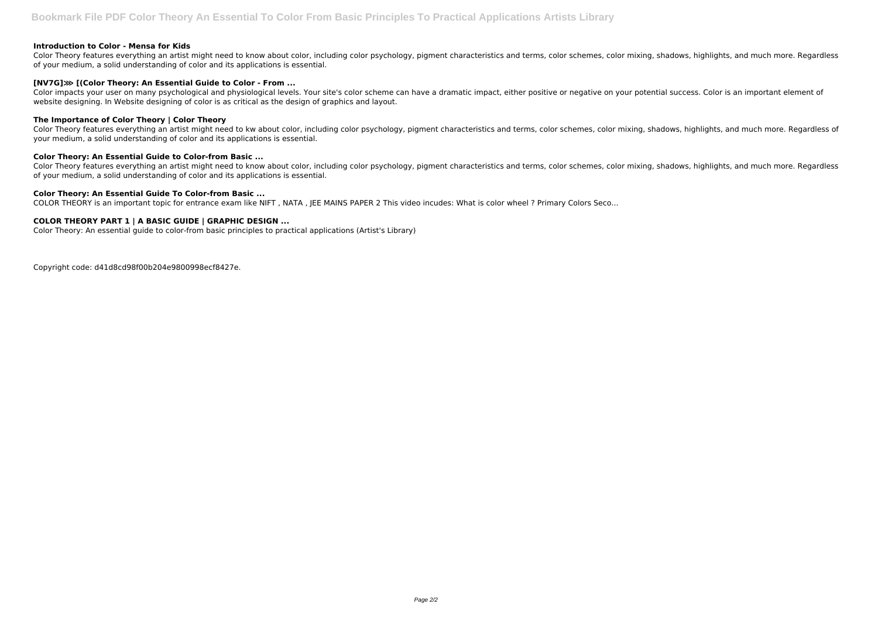### Introduction to Color - Mensa for Kids

Color Theory features everything an artist might need to know about color, including color psychology, pigment characteristics and terms, color schemes, color mixing, shadows, highlights, and much more. Regardless of your medium, a solid understanding of color and its applications is essential.

### [NV7G]⋙ [(Color Theory: An Essential Guide to Color - From ...

Color impacts your user on many psychological and physiological levels. Your site's color scheme can have a dramatic impact, either positive or negative on your potential success. Color is an important element of website designing. In Website designing of color is as critical as the design of graphics and layout.

### The Importance of Color Theory | Color Theory

Color Theory features everything an artist might need to kw about color, including color psychology, pigment characteristics and terms, color schemes, color mixing, shadows, highlights, and much more. Regardless of your medium, a solid understanding of color and its applications is essential.

### Color Theory: An Essential Guide to Color-from Basic ...

Color Theory features everything an artist might need to know about color, including color psychology, pigment characteristics and terms, color schemes, color mixing, shadows, highlights, and much more. Regardless of your medium, a solid understanding of color and its applications is essential.

### Color Theory: An Essential Guide To Color-from Basic ...

COLOR THEORY is an important topic for entrance exam like NIFT , NATA , JEE MAINS PAPER 2 This video incudes: What is color wheel ? Primary Colors Seco...

### COLOR THEORY PART 1 | A BASIC GUIDE | GRAPHIC DESIGN ...

Color Theory: An essential guide to color-from basic principles to practical applications (Artist's Library)

Copyright code: d41d8cd98f00b204e9800998ecf8427e.